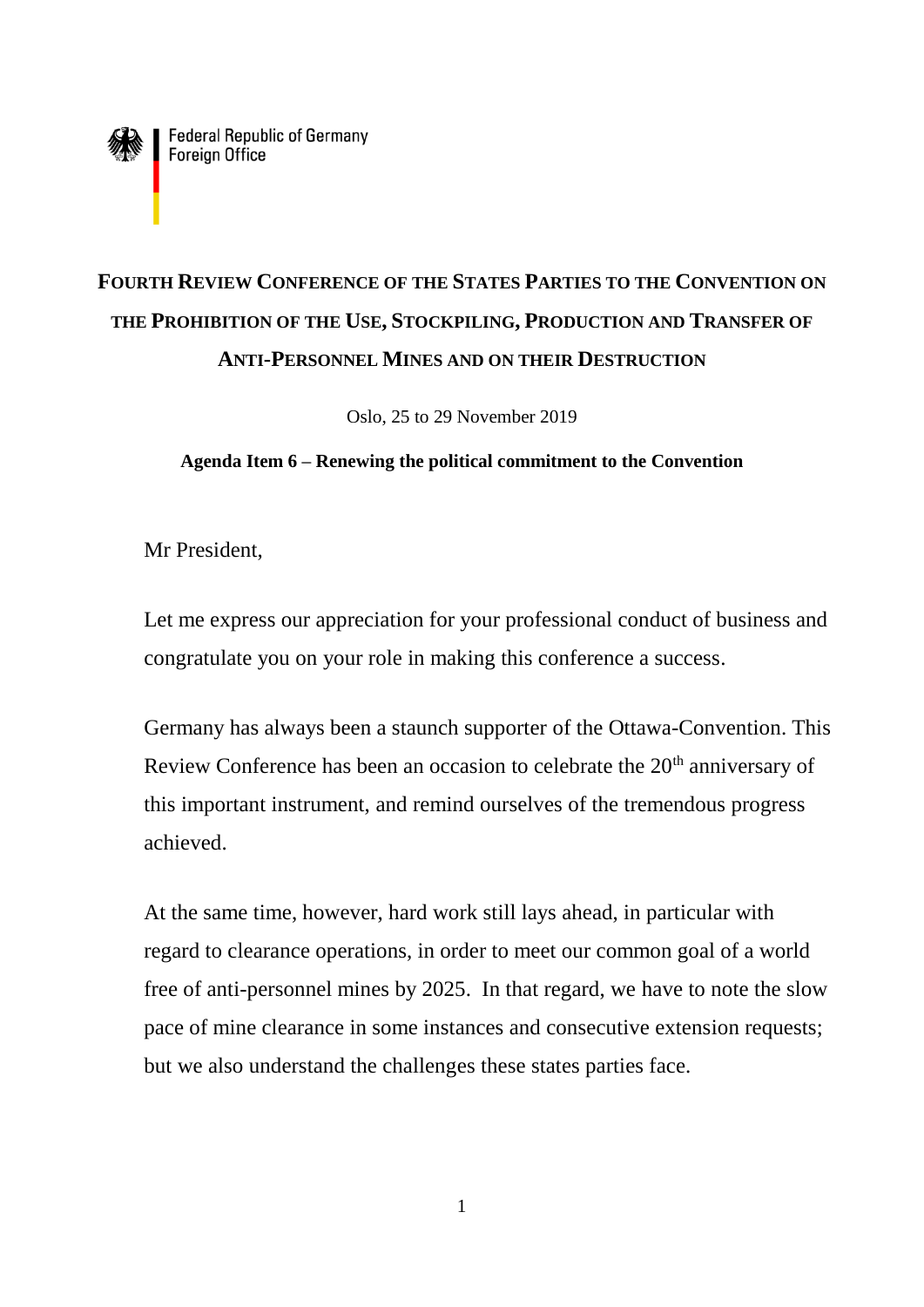Federal Republic of Germany
Foreign Office

# FOURTH REVIEW CONFERENCE OF THE STATES PARTIES TO THE CONVENTION ON THE PROHIBITION OF THE USE, STOCKPILING, PRODUCTION AND TRANSFER OF ANTI-PERSONNEL MINES AND ON THEIR DESTRUCTION

Oslo, 25 to 29 November 2019

**Agenda Item 6 – Renewing the political commitment to the Convention**

Mr President,

Let me express our appreciation for your professional conduct of business and congratulate you on your role in making this conference a success.

Germany has always been a staunch supporter of the Ottawa-Convention. This Review Conference has been an occasion to celebrate the 20th anniversary of this important instrument, and remind ourselves of the tremendous progress achieved.

At the same time, however, hard work still lays ahead, in particular with regard to clearance operations, in order to meet our common goal of a world free of anti-personnel mines by 2025. In that regard, we have to note the slow pace of mine clearance in some instances and consecutive extension requests; but we also understand the challenges these states parties face.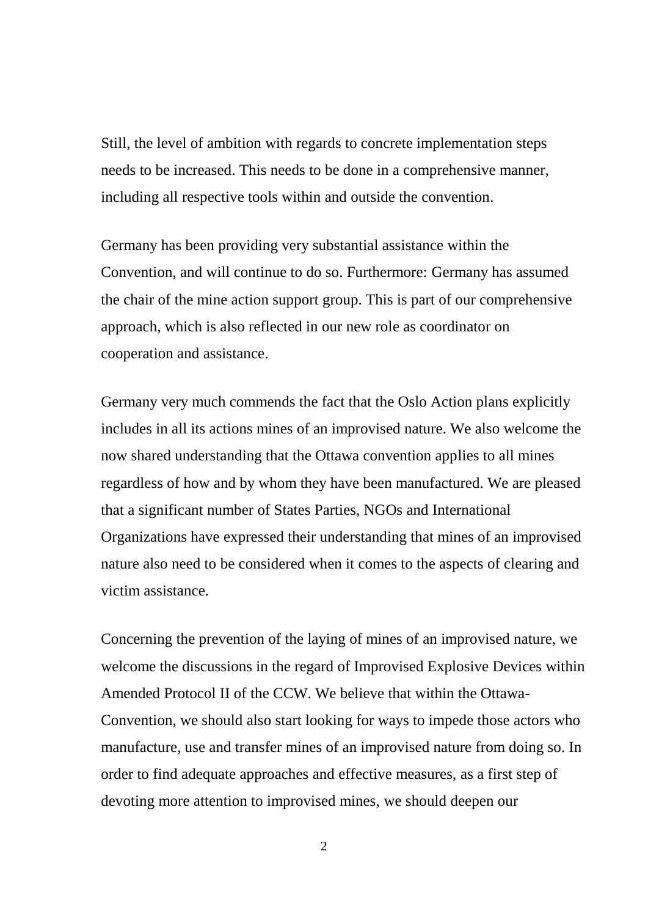Still, the level of ambition with regards to concrete implementation steps needs to be increased. This needs to be done in a comprehensive manner, including all respective tools within and outside the convention.

Germany has been providing very substantial assistance within the Convention, and will continue to do so. Furthermore: Germany has assumed the chair of the mine action support group. This is part of our comprehensive approach, which is also reflected in our new role as coordinator on cooperation and assistance.

Germany very much commends the fact that the Oslo Action plans explicitly includes in all its actions mines of an improvised nature. We also welcome the now shared understanding that the Ottawa convention applies to all mines regardless of how and by whom they have been manufactured. We are pleased that a significant number of States Parties, NGOs and International Organizations have expressed their understanding that mines of an improvised nature also need to be considered when it comes to the aspects of clearing and victim assistance.

Concerning the prevention of the laying of mines of an improvised nature, we welcome the discussions in the regard of Improvised Explosive Devices within Amended Protocol II of the CCW. We believe that within the Ottawa-Convention, we should also start looking for ways to impede those actors who manufacture, use and transfer mines of an improvised nature from doing so. In order to find adequate approaches and effective measures, as a first step of devoting more attention to improvised mines, we should deepen our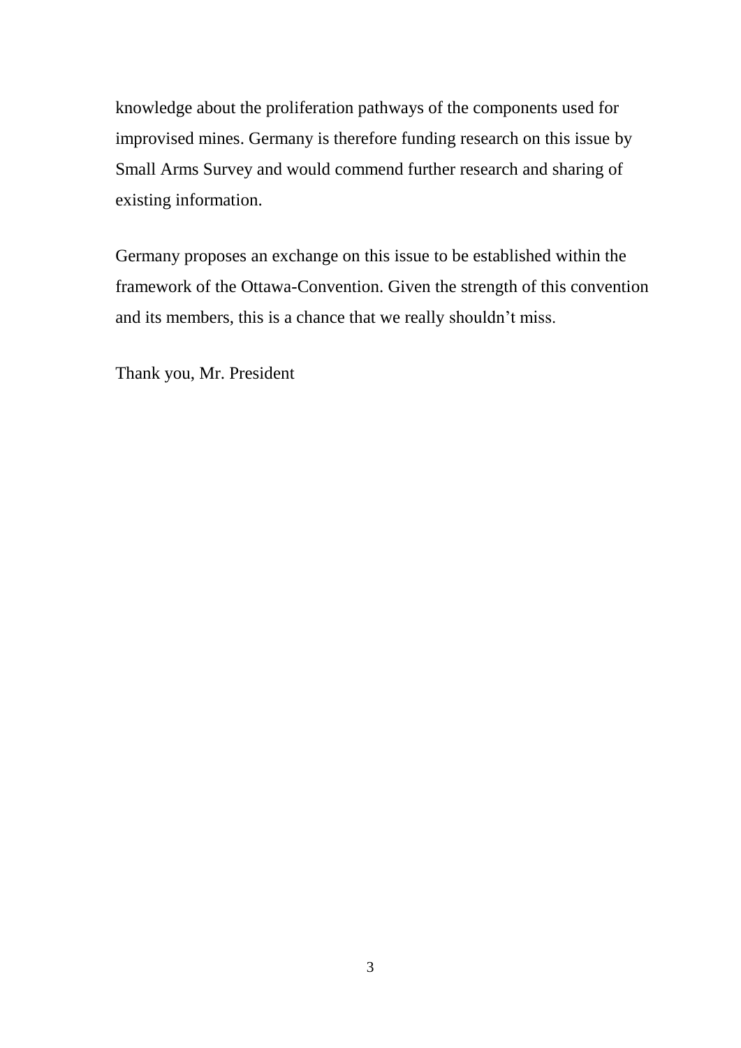knowledge about the proliferation pathways of the components used for improvised mines. Germany is therefore funding research on this issue by Small Arms Survey and would commend further research and sharing of existing information.

Germany proposes an exchange on this issue to be established within the framework of the Ottawa-Convention. Given the strength of this convention and its members, this is a chance that we really shouldn't miss.

Thank you, Mr. President